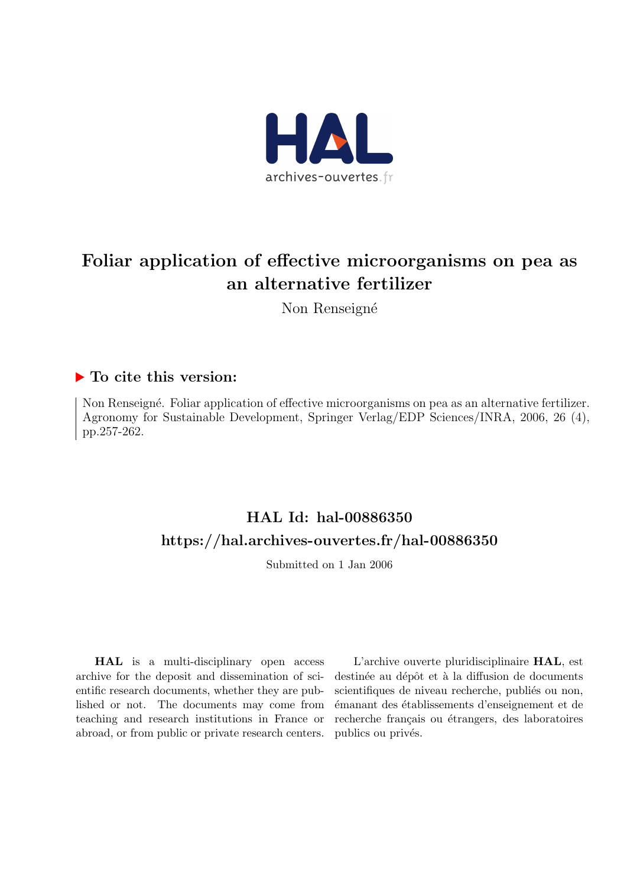# Foliar application of effective microorganisms on pea as an alternative fertilizer

Non Renseigné

## ▶ To cite this version:

Non Renseigné. Foliar application of effective microorganisms on pea as an alternative fertilizer. Agronomy for Sustainable Development, Springer Verlag/EDP Sciences/INRA, 2006, 26 (4), pp.257-262.

## HAL Id: hal-00886350

## https://hal.archives-ouvertes.fr/hal-00886350

Submitted on 1 Jan 2006

**HAL** is a multi-disciplinary open access archive for the deposit and dissemination of scientific research documents, whether they are published or not. The documents may come from teaching and research institutions in France or abroad, or from public or private research centers.

L'archive ouverte pluridisciplinaire **HAL**, est destinée au dépôt et à la diffusion de documents scientifiques de niveau recherche, publiés ou non, émanant des établissements d'enseignement et de recherche français ou étrangers, des laboratoires publics ou privés.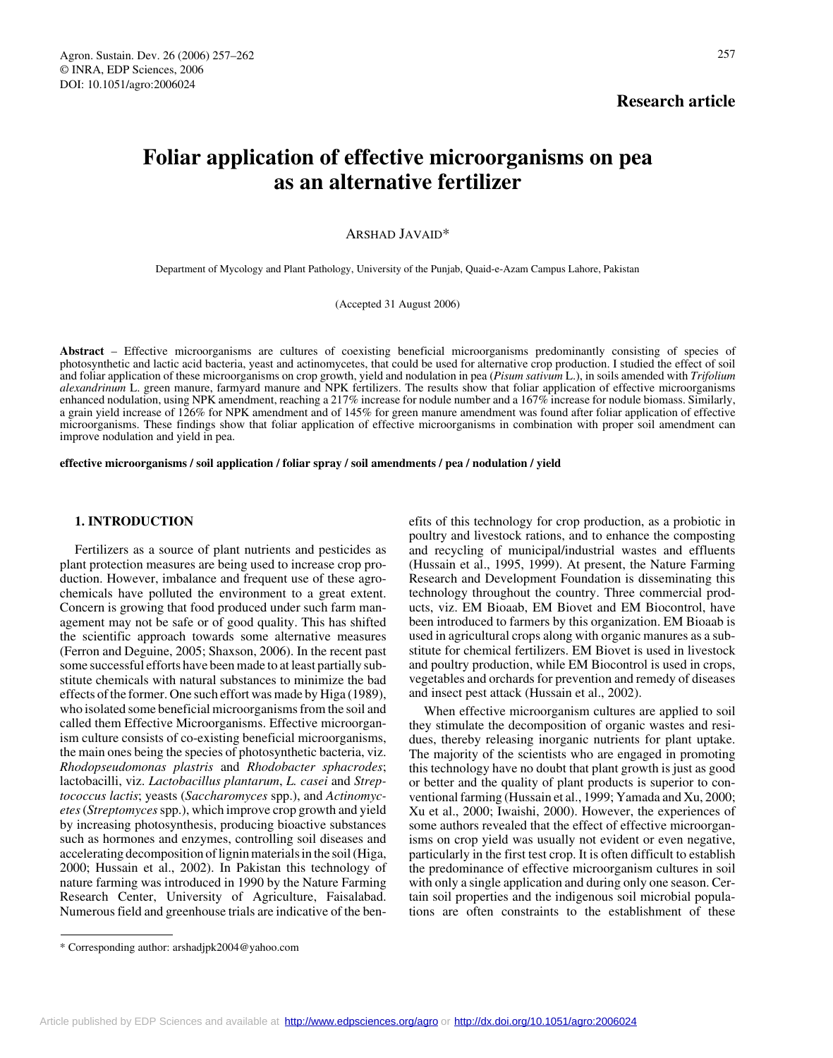# Foliar application of effective microorganisms on pea as an alternative fertilizer

Arshad Javaid*

Department of Mycology and Plant Pathology, University of the Punjab, Quaid-e-Azam Campus Lahore, Pakistan

(Accepted 31 August 2006)

**Abstract** – Effective microorganisms are cultures of coexisting beneficial microorganisms predominantly consisting of species of photosynthetic and lactic acid bacteria, yeast and actinomycetes, that could be used for alternative crop production. I studied the effect of soil and foliar application of these microorganisms on crop growth, yield and nodulation in pea (*Pisum sativum* L.), in soils amended with *Trifolium alexandrinum* L. green manure, farmyard manure and NPK fertilizers. The results show that foliar application of effective microorganisms enhanced nodulation, using NPK amendment, reaching a 217% increase for nodule number and a 167% increase for nodule biomass. Similarly, a grain yield increase of 126% for NPK amendment and of 145% for green manure amendment was found after foliar application of effective microorganisms. These findings show that foliar application of effective microorganisms in combination with proper soil amendment can improve nodulation and yield in pea.

**effective microorganisms / soil application / foliar spray / soil amendments / pea / nodulation / yield**

## 1. INTRODUCTION

Fertilizers as a source of plant nutrients and pesticides as plant protection measures are being used to increase crop production. However, imbalance and frequent use of these agrochemicals have polluted the environment to a great extent. Concern is growing that food produced under such farm management may not be safe or of good quality. This has shifted the scientific approach towards some alternative measures (Ferron and Deguine, 2005; Shaxson, 2006). In the recent past some successful efforts have been made to at least partially substitute chemicals with natural substances to minimize the bad effects of the former. One such effort was made by Higa (1989), who isolated some beneficial microorganisms from the soil and called them Effective Microorganisms. Effective microorganism culture consists of co-existing beneficial microorganisms, the main ones being the species of photosynthetic bacteria, viz. *Rhodopseudomonas plastris* and *Rhodobacter sphacrodes*; lactobacilli, viz. *Lactobacillus plantarum*, *L. casei* and *Streptococcus lactis*; yeasts (*Saccharomyces* spp.), and *Actinomycetes* (*Streptomyces* spp.), which improve crop growth and yield by increasing photosynthesis, producing bioactive substances such as hormones and enzymes, controlling soil diseases and accelerating decomposition of lignin materials in the soil (Higa, 2000; Hussain et al., 2002). In Pakistan this technology of nature farming was introduced in 1990 by the Nature Farming Research Center, University of Agriculture, Faisalabad. Numerous field and greenhouse trials are indicative of the benefits of this technology for crop production, as a probiotic in poultry and livestock rations, and to enhance the composting and recycling of municipal/industrial wastes and effluents (Hussain et al., 1995, 1999). At present, the Nature Farming Research and Development Foundation is disseminating this technology throughout the country. Three commercial products, viz. EM Bioaab, EM Biovet and EM Biocontrol, have been introduced to farmers by this organization. EM Bioaab is used in agricultural crops along with organic manures as a substitute for chemical fertilizers. EM Biovet is used in livestock and poultry production, while EM Biocontrol is used in crops, vegetables and orchards for prevention and remedy of diseases and insect pest attack (Hussain et al., 2002).

When effective microorganism cultures are applied to soil they stimulate the decomposition of organic wastes and residues, thereby releasing inorganic nutrients for plant uptake. The majority of the scientists who are engaged in promoting this technology have no doubt that plant growth is just as good or better and the quality of plant products is superior to conventional farming (Hussain et al., 1999; Yamada and Xu, 2000; Xu et al., 2000; Iwaishi, 2000). However, the experiences of some authors revealed that the effect of effective microorganisms on crop yield was usually not evident or even negative, particularly in the first test crop. It is often difficult to establish the predominance of effective microorganism cultures in soil with only a single application and during only one season. Certain soil properties and the indigenous soil microbial populations are often constraints to the establishment of these

* Corresponding author: arshadjpk2004@yahoo.com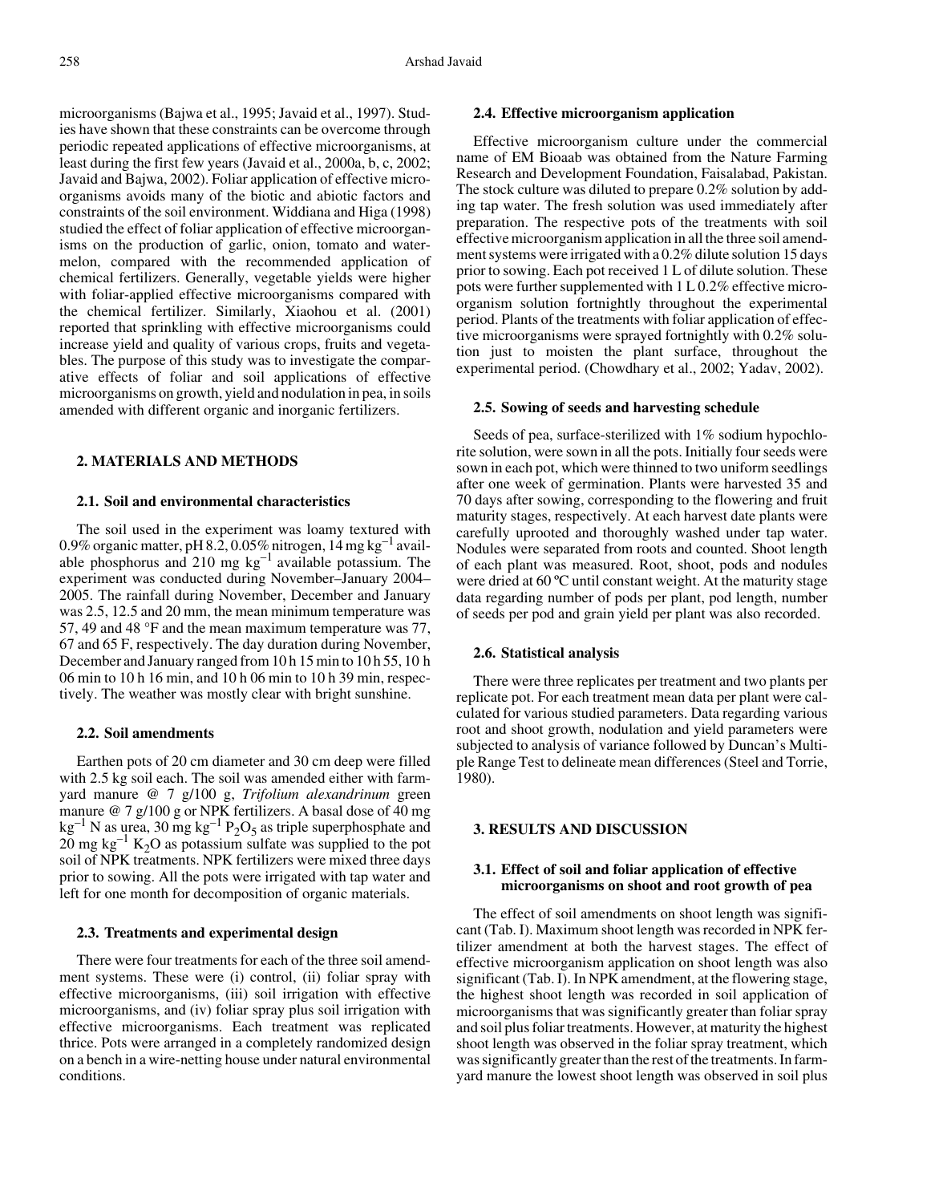microorganisms (Bajwa et al., 1995; Javaid et al., 1997). Studies have shown that these constraints can be overcome through periodic repeated applications of effective microorganisms, at least during the first few years (Javaid et al., 2000a, b, c, 2002; Javaid and Bajwa, 2002). Foliar application of effective microorganisms avoids many of the biotic and abiotic factors and constraints of the soil environment. Widdiana and Higa (1998) studied the effect of foliar application of effective microorganisms on the production of garlic, onion, tomato and watermelon, compared with the recommended application of chemical fertilizers. Generally, vegetable yields were higher with foliar-applied effective microorganisms compared with the chemical fertilizer. Similarly, Xiaohou et al. (2001) reported that sprinkling with effective microorganisms could increase yield and quality of various crops, fruits and vegetables. The purpose of this study was to investigate the comparative effects of foliar and soil applications of effective microorganisms on growth, yield and nodulation in pea, in soils amended with different organic and inorganic fertilizers.

## 2. MATERIALS AND METHODS

### 2.1. Soil and environmental characteristics

The soil used in the experiment was loamy textured with 0.9% organic matter, pH 8.2, 0.05% nitrogen, 14 mg $kg^{-1}$ available phosphorus and 210 mg $kg^{-1}$ available potassium. The experiment was conducted during November–January 2004–2005. The rainfall during November, December and January was 2.5, 12.5 and 20 mm, the mean minimum temperature was 57, 49 and 48 °F and the mean maximum temperature was 77, 67 and 65 F, respectively. The day duration during November, December and January ranged from 10 h 15 min to 10 h 55, 10 h 06 min to 10 h 16 min, and 10 h 06 min to 10 h 39 min, respectively. The weather was mostly clear with bright sunshine.

### 2.2. Soil amendments

Earthen pots of 20 cm diameter and 30 cm deep were filled with 2.5 kg soil each. The soil was amended either with farmyard manure @ 7 g/100 g, *Trifolium alexandrinum* green manure @ 7 g/100 g or NPK fertilizers. A basal dose of 40 mg $kg^{-1}$ N as urea, 30 mg $kg^{-1}$ $P_2O_5$ as triple superphosphate and 20 mg $kg^{-1}$ $K_2O$ as potassium sulfate was supplied to the pot soil of NPK treatments. NPK fertilizers were mixed three days prior to sowing. All the pots were irrigated with tap water and left for one month for decomposition of organic materials.

### 2.3. Treatments and experimental design

There were four treatments for each of the three soil amendment systems. These were (i) control, (ii) foliar spray with effective microorganisms, (iii) soil irrigation with effective microorganisms, and (iv) foliar spray plus soil irrigation with effective microorganisms. Each treatment was replicated thrice. Pots were arranged in a completely randomized design on a bench in a wire-netting house under natural environmental conditions.

### 2.4. Effective microorganism application

Effective microorganism culture under the commercial name of EM Bioaab was obtained from the Nature Farming Research and Development Foundation, Faisalabad, Pakistan. The stock culture was diluted to prepare 0.2% solution by adding tap water. The fresh solution was used immediately after preparation. The respective pots of the treatments with soil effective microorganism application in all the three soil amendment systems were irrigated with a 0.2% dilute solution 15 days prior to sowing. Each pot received 1 L of dilute solution. These pots were further supplemented with 1 L 0.2% effective microorganism solution fortnightly throughout the experimental period. Plants of the treatments with foliar application of effective microorganisms were sprayed fortnightly with 0.2% solution just to moisten the plant surface, throughout the experimental period. (Chowdhary et al., 2002; Yadav, 2002).

### 2.5. Sowing of seeds and harvesting schedule

Seeds of pea, surface-sterilized with 1% sodium hypochlorite solution, were sown in all the pots. Initially four seeds were sown in each pot, which were thinned to two uniform seedlings after one week of germination. Plants were harvested 35 and 70 days after sowing, corresponding to the flowering and fruit maturity stages, respectively. At each harvest date plants were carefully uprooted and thoroughly washed under tap water. Nodules were separated from roots and counted. Shoot length of each plant was measured. Root, shoot, pods and nodules were dried at 60 ºC until constant weight. At the maturity stage data regarding number of pods per plant, pod length, number of seeds per pod and grain yield per plant was also recorded.

### 2.6. Statistical analysis

There were three replicates per treatment and two plants per replicate pot. For each treatment mean data per plant were calculated for various studied parameters. Data regarding various root and shoot growth, nodulation and yield parameters were subjected to analysis of variance followed by Duncan's Multiple Range Test to delineate mean differences (Steel and Torrie, 1980).

## 3. RESULTS AND DISCUSSION

### 3.1. Effect of soil and foliar application of effective microorganisms on shoot and root growth of pea

The effect of soil amendments on shoot length was significant (Tab. I). Maximum shoot length was recorded in NPK fertilizer amendment at both the harvest stages. The effect of effective microorganism application on shoot length was also significant (Tab. I). In NPK amendment, at the flowering stage, the highest shoot length was recorded in soil application of microorganisms that was significantly greater than foliar spray and soil plus foliar treatments. However, at maturity the highest shoot length was observed in the foliar spray treatment, which was significantly greater than the rest of the treatments. In farmyard manure the lowest shoot length was observed in soil plus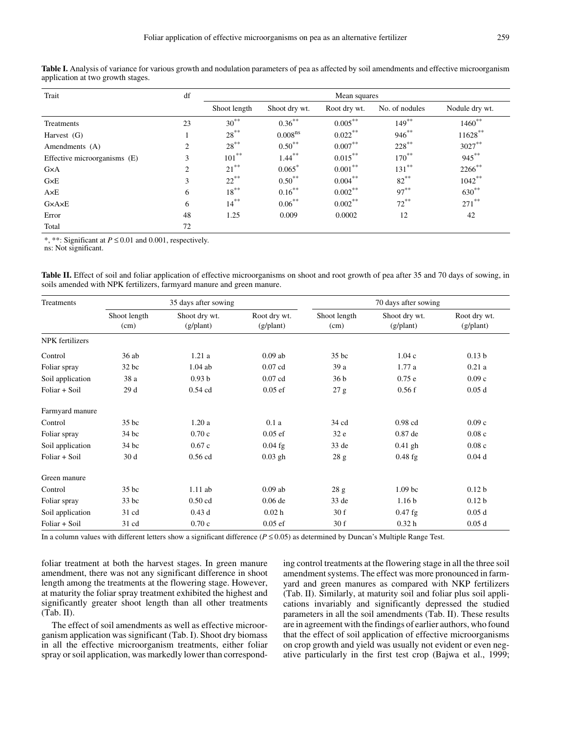**Table I.** Analysis of variance for various growth and nodulation parameters of pea as affected by soil amendments and effective microorganism application at two growth stages.

| Trait | df | Mean squares | | | | |
|---|---|---|---|---|---|---|
| | | Shoot length | Shoot dry wt. | Root dry wt. | No. of nodules | Nodule dry wt. |
| Treatments | 23 | $30^{**}$ | $0.36^{**}$ | $0.005^{**}$ | $149^{**}$ | $1460^{**}$ |
| Harvest (G) | 1 | $28^{**}$ | $0.008^{ns}$ | $0.022^{**}$ | $946^{**}$ | $11628^{**}$ |
| Amendments (A) | 2 | $28^{**}$ | $0.50^{**}$ | $0.007^{**}$ | $228^{**}$ | $3027^{**}$ |
| Effective microorganisms (E) | 3 | $101^{**}$ | $1.44^{**}$ | $0.015^{**}$ | $170^{**}$ | $945^{**}$ |
| G×A | 2 | $21^{**}$ | $0.065^{*}$ | $0.001^{**}$ | $131^{**}$ | $2266^{**}$ |
| G×E | 3 | $22^{**}$ | $0.50^{**}$ | $0.004^{**}$ | $82^{**}$ | $1042^{**}$ |
| A×E | 6 | $18^{**}$ | $0.16^{**}$ | $0.002^{**}$ | $97^{**}$ | $630^{**}$ |
| G×A×E | 6 | $14^{**}$ | $0.06^{**}$ | $0.002^{**}$ | $72^{**}$ | $271^{**}$ |
| Error | 48 | 1.25 | 0.009 | 0.0002 | 12 | 42 |
| Total | 72 | | | | | |

*, **: Significant at $P \leq 0.01$ and 0.001, respectively.
ns: Not significant.

**Table II.** Effect of soil and foliar application of effective microorganisms on shoot and root growth of pea after 35 and 70 days of sowing, in soils amended with NPK fertilizers, farmyard manure and green manure.

| Treatments | 35 days after sowing | | | 70 days after sowing | | |
|---|---|---|---|---|---|---|
| | Shoot length (cm) | Shoot dry wt. (g/plant) | Root dry wt. (g/plant) | Shoot length (cm) | Shoot dry wt. (g/plant) | Root dry wt. (g/plant) |
| NPK fertilizers | | | | | | |
| Control | 36 ab | 1.21 a | 0.09 ab | 35 bc | 1.04 c | 0.13 b |
| Foliar spray | 32 bc | 1.04 ab | 0.07 cd | 39 a | 1.77 a | 0.21 a |
| Soil application | 38 a | 0.93 b | 0.07 cd | 36 b | 0.75 e | 0.09 c |
| Foliar + Soil | 29 d | 0.54 cd | 0.05 ef | 27 g | 0.56 f | 0.05 d |
| Farmyard manure | | | | | | |
| Control | 35 bc | 1.20 a | 0.1 a | 34 cd | 0.98 cd | 0.09 c |
| Foliar spray | 34 bc | 0.70 c | 0.05 ef | 32 e | 0.87 de | 0.08 c |
| Soil application | 34 bc | 0.67 c | 0.04 fg | 33 de | 0.41 gh | 0.08 c |
| Foliar + Soil | 30 d | 0.56 cd | 0.03 gh | 28 g | 0.48 fg | 0.04 d |
| Green manure | | | | | | |
| Control | 35 bc | 1.11 ab | 0.09 ab | 28 g | 1.09 bc | 0.12 b |
| Foliar spray | 33 bc | 0.50 cd | 0.06 de | 33 de | 1.16 b | 0.12 b |
| Soil application | 31 cd | 0.43 d | 0.02 h | 30 f | 0.47 fg | 0.05 d |
| Foliar + Soil | 31 cd | 0.70 c | 0.05 ef | 30 f | 0.32 h | 0.05 d |

In a column values with different letters show a significant difference ($P \leq 0.05$) as determined by Duncan's Multiple Range Test.

foliar treatment at both the harvest stages. In green manure amendment, there was not any significant difference in shoot length among the treatments at the flowering stage. However, at maturity the foliar spray treatment exhibited the highest and significantly greater shoot length than all other treatments (Tab. II).

The effect of soil amendments as well as effective microorganism application was significant (Tab. I). Shoot dry biomass in all the effective microorganism treatments, either foliar spray or soil application, was markedly lower than corresponding control treatments at the flowering stage in all the three soil amendment systems. The effect was more pronounced in farmyard and green manures as compared with NKP fertilizers (Tab. II). Similarly, at maturity soil and foliar plus soil applications invariably and significantly depressed the studied parameters in all the soil amendments (Tab. II). These results are in agreement with the findings of earlier authors, who found that the effect of soil application of effective microorganisms on crop growth and yield was usually not evident or even negative particularly in the first test crop (Bajwa et al., 1999;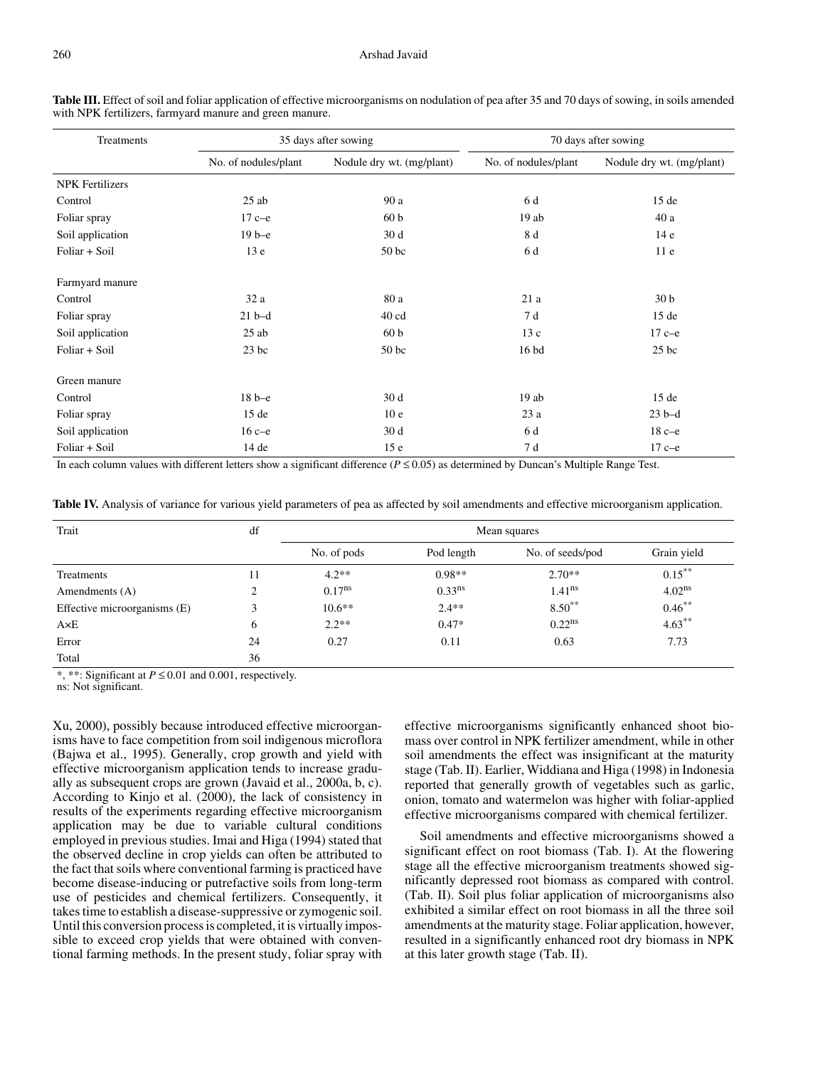**Table III.** Effect of soil and foliar application of effective microorganisms on nodulation of pea after 35 and 70 days of sowing, in soils amended with NPK fertilizers, farmyard manure and green manure.

| Treatments | 35 days after sowing | | 70 days after sowing | |
|---|---|---|---|---|
| | No. of nodules/plant | Nodule dry wt. (mg/plant) | No. of nodules/plant | Nodule dry wt. (mg/plant) |
| NPK Fertilizers | | | | |
| Control | 25 ab | 90 a | 6 d | 15 de |
| Foliar spray | 17 c–e | 60 b | 19 ab | 40 a |
| Soil application | 19 b–e | 30 d | 8 d | 14 e |
| Foliar + Soil | 13 e | 50 bc | 6 d | 11 e |
| Farmyard manure | | | | |
| Control | 32 a | 80 a | 21 a | 30 b |
| Foliar spray | 21 b–d | 40 cd | 7 d | 15 de |
| Soil application | 25 ab | 60 b | 13 c | 17 c–e |
| Foliar + Soil | 23 bc | 50 bc | 16 bd | 25 bc |
| Green manure | | | | |
| Control | 18 b–e | 30 d | 19 ab | 15 de |
| Foliar spray | 15 de | 10 e | 23 a | 23 b–d |
| Soil application | 16 c–e | 30 d | 6 d | 18 c–e |
| Foliar + Soil | 14 de | 15 e | 7 d | 17 c–e |

In each column values with different letters show a significant difference ($P \leq 0.05$) as determined by Duncan's Multiple Range Test.

**Table IV.** Analysis of variance for various yield parameters of pea as affected by soil amendments and effective microorganism application.

| Trait | df | Mean squares | | | |
|---|---|---|---|---|---|
| | | No. of pods | Pod length | No. of seeds/pod | Grain yield |
| Treatments | 11 | 4.2** | 0.98** | 2.70** | 0.15** |
| Amendments (A) | 2 | $0.17^{ns}$ | $0.33^{ns}$ | $1.41^{ns}$ | $4.02^{ns}$ |
| Effective microorganisms (E) | 3 | 10.6** | 2.4** | 8.50** | 0.46** |
| A×E | 6 | 2.2** | 0.47* | $0.22^{ns}$ | 4.63** |
| Error | 24 | 0.27 | 0.11 | 0.63 | 7.73 |
| Total | 36 | | | | |

*, **: Significant at $P \leq 0.01$ and 0.001, respectively.
ns: Not significant.

Xu, 2000), possibly because introduced effective microorganisms have to face competition from soil indigenous microflora (Bajwa et al., 1995). Generally, crop growth and yield with effective microorganism application tends to increase gradually as subsequent crops are grown (Javaid et al., 2000a, b, c). According to Kinjo et al. (2000), the lack of consistency in results of the experiments regarding effective microorganism application may be due to variable cultural conditions employed in previous studies. Imai and Higa (1994) stated that the observed decline in crop yields can often be attributed to the fact that soils where conventional farming is practiced have become disease-inducing or putrefactive soils from long-term use of pesticides and chemical fertilizers. Consequently, it takes time to establish a disease-suppressive or zymogenic soil. Until this conversion process is completed, it is virtually impossible to exceed crop yields that were obtained with conventional farming methods. In the present study, foliar spray with effective microorganisms significantly enhanced shoot biomass over control in NPK fertilizer amendment, while in other soil amendments the effect was insignificant at the maturity stage (Tab. II). Earlier, Widdiana and Higa (1998) in Indonesia reported that generally growth of vegetables such as garlic, onion, tomato and watermelon was higher with foliar-applied effective microorganisms compared with chemical fertilizer.

Soil amendments and effective microorganisms showed a significant effect on root biomass (Tab. I). At the flowering stage all the effective microorganism treatments showed significantly depressed root biomass as compared with control. (Tab. II). Soil plus foliar application of microorganisms also exhibited a similar effect on root biomass in all the three soil amendments at the maturity stage. Foliar application, however, resulted in a significantly enhanced root dry biomass in NPK at this later growth stage (Tab. II).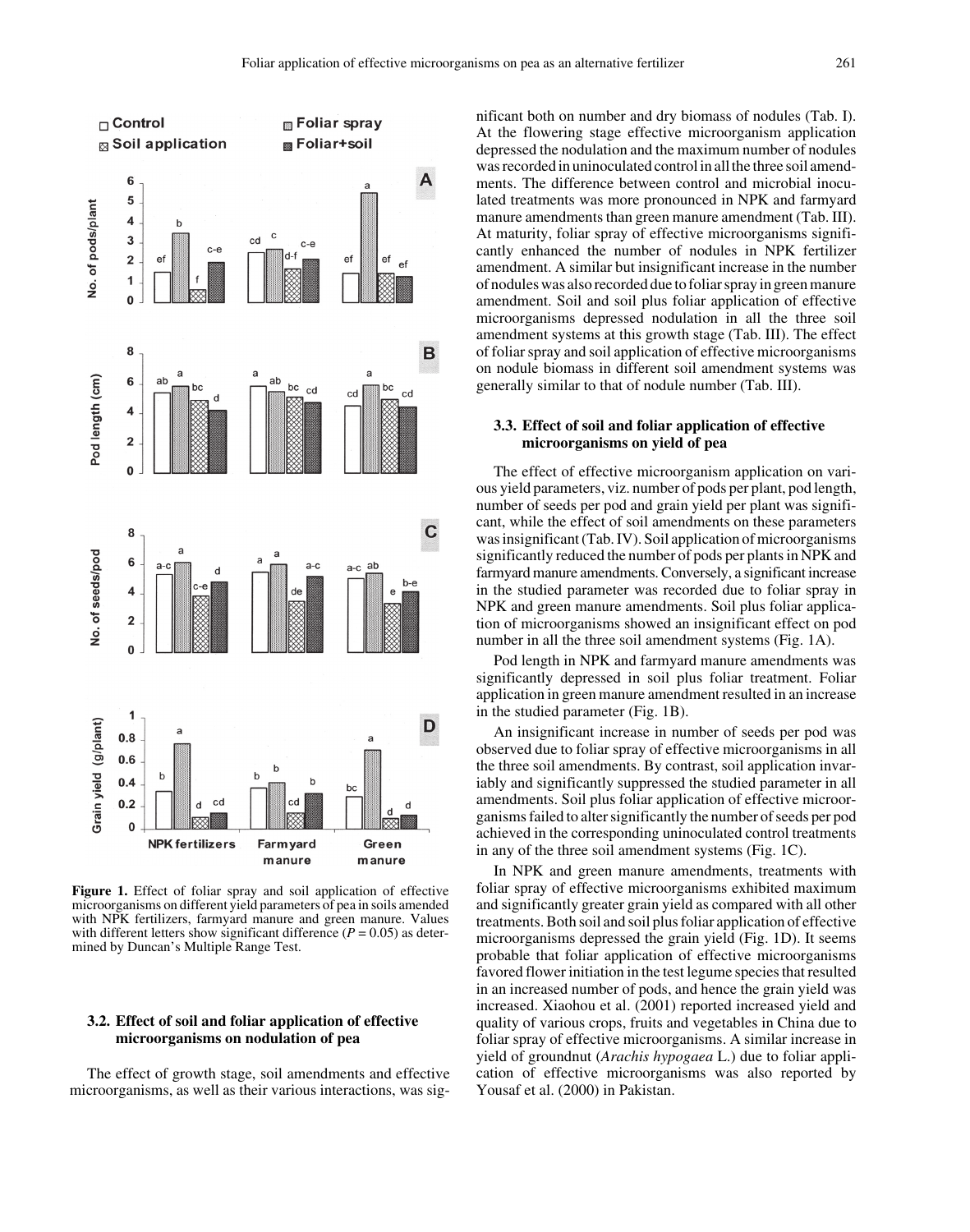**Figure 1.** Effect of foliar spray and soil application of effective microorganisms on different yield parameters of pea in soils amended with NPK fertilizers, farmyard manure and green manure. Values with different letters show significant difference ($P = 0.05$) as determined by Duncan's Multiple Range Test.

### 3.2. Effect of soil and foliar application of effective microorganisms on nodulation of pea

The effect of growth stage, soil amendments and effective microorganisms, as well as their various interactions, was significant both on number and dry biomass of nodules (Tab. I). At the flowering stage effective microorganism application depressed the nodulation and the maximum number of nodules was recorded in uninoculated control in all the three soil amendments. The difference between control and microbial inoculated treatments was more pronounced in NPK and farmyard manure amendments than green manure amendment (Tab. III). At maturity, foliar spray of effective microorganisms significantly enhanced the number of nodules in NPK fertilizer amendment. A similar but insignificant increase in the number of nodules was also recorded due to foliar spray in green manure amendment. Soil and soil plus foliar application of effective microorganisms depressed nodulation in all the three soil amendment systems at this growth stage (Tab. III). The effect of foliar spray and soil application of effective microorganisms on nodule biomass in different soil amendment systems was generally similar to that of nodule number (Tab. III).

### 3.3. Effect of soil and foliar application of effective microorganisms on yield of pea

The effect of effective microorganism application on various yield parameters, viz. number of pods per plant, pod length, number of seeds per pod and grain yield per plant was significant, while the effect of soil amendments on these parameters was insignificant (Tab. IV). Soil application of microorganisms significantly reduced the number of pods per plants in NPK and farmyard manure amendments. Conversely, a significant increase in the studied parameter was recorded due to foliar spray in NPK and green manure amendments. Soil plus foliar application of microorganisms showed an insignificant effect on pod number in all the three soil amendment systems (Fig. 1A).

Pod length in NPK and farmyard manure amendments was significantly depressed in soil plus foliar treatment. Foliar application in green manure amendment resulted in an increase in the studied parameter (Fig. 1B).

An insignificant increase in number of seeds per pod was observed due to foliar spray of effective microorganisms in all the three soil amendments. By contrast, soil application invariably and significantly suppressed the studied parameter in all amendments. Soil plus foliar application of effective microorganisms failed to alter significantly the number of seeds per pod achieved in the corresponding uninoculated control treatments in any of the three soil amendment systems (Fig. 1C).

In NPK and green manure amendments, treatments with foliar spray of effective microorganisms exhibited maximum and significantly greater grain yield as compared with all other treatments. Both soil and soil plus foliar application of effective microorganisms depressed the grain yield (Fig. 1D). It seems probable that foliar application of effective microorganisms favored flower initiation in the test legume species that resulted in an increased number of pods, and hence the grain yield was increased. Xiaohou et al. (2001) reported increased yield and quality of various crops, fruits and vegetables in China due to foliar spray of effective microorganisms. A similar increase in yield of groundnut (*Arachis hypogaea* L.) due to foliar application of effective microorganisms was also reported by Yousaf et al. (2000) in Pakistan.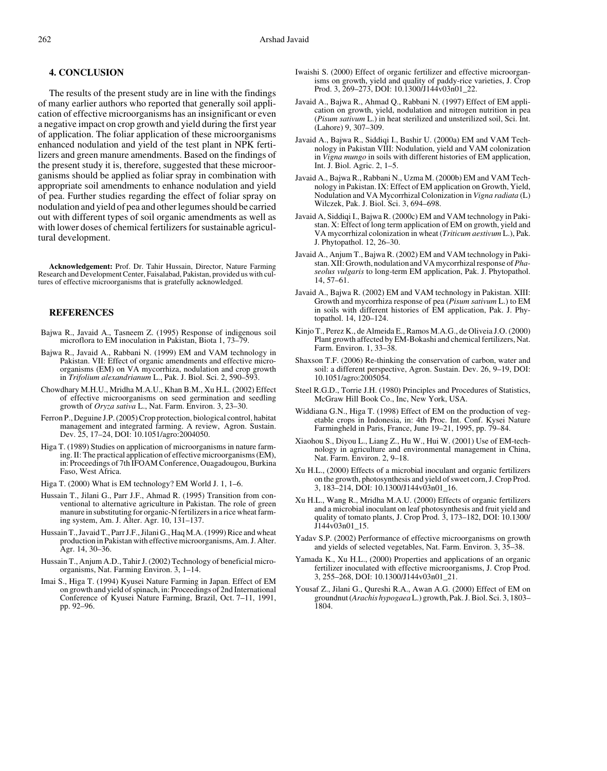## 4. CONCLUSION

The results of the present study are in line with the findings of many earlier authors who reported that generally soil application of effective microorganisms has an insignificant or even a negative impact on crop growth and yield during the first year of application. The foliar application of these microorganisms enhanced nodulation and yield of the test plant in NPK fertilizers and green manure amendments. Based on the findings of the present study it is, therefore, suggested that these microorganisms should be applied as foliar spray in combination with appropriate soil amendments to enhance nodulation and yield of pea. Further studies regarding the effect of foliar spray on nodulation and yield of pea and other legumes should be carried out with different types of soil organic amendments as well as with lower doses of chemical fertilizers for sustainable agricultural development.

**Acknowledgement:** Prof. Dr. Tahir Hussain, Director, Nature Farming Research and Development Center, Faisalabad, Pakistan, provided us with cultures of effective microorganisms that is gratefully acknowledged.

## REFERENCES

Bajwa R., Javaid A., Tasneem Z. (1995) Response of indigenous soil microflora to EM inoculation in Pakistan, Biota 1, 73–79.

Bajwa R., Javaid A., Rabbani N. (1999) EM and VAM technology in Pakistan. VII: Effect of organic amendments and effective microorganisms (EM) on VA mycorrhiza, nodulation and crop growth in *Trifolium alexandrianum* L., Pak. J. Biol. Sci. 2, 590–593.

Chowdhary M.H.U., Mridha M.A.U., Khan B.M., Xu H.L. (2002) Effect of effective microorganisms on seed germination and seedling growth of *Oryza sativa* L., Nat. Farm. Environ. 3, 23–30.

Ferron P., Deguine J.P. (2005) Crop protection, biological control, habitat management and integrated farming. A review, Agron. Sustain. Dev. 25, 17–24, DOI: 10.1051/agro:2004050.

Higa T. (1989) Studies on application of microorganisms in nature farming. II: The practical application of effective microorganisms (EM), in: Proceedings of 7th IFOAM Conference, Ouagadougou, Burkina Faso, West Africa.

Higa T. (2000) What is EM technology? EM World J. 1, 1–6.

Hussain T., Jilani G., Parr J.F., Ahmad R. (1995) Transition from conventional to alternative agriculture in Pakistan. The role of green manure in substituting for organic-N fertilizers in a rice wheat farming system, Am. J. Alter. Agr. 10, 131–137.

Hussain T., Javaid T., Parr J.F., Jilani G., Haq M.A. (1999) Rice and wheat production in Pakistan with effective microorganisms, Am. J. Alter. Agr. 14, 30–36.

Hussain T., Anjum A.D., Tahir J. (2002) Technology of beneficial microorganisms, Nat. Farming Environ. 3, 1–14.

Imai S., Higa T. (1994) Kyusei Nature Farming in Japan. Effect of EM on growth and yield of spinach, in: Proceedings of 2nd International Conference of Kyusei Nature Farming, Brazil, Oct. 7–11, 1991, pp. 92–96.

Iwaishi S. (2000) Effect of organic fertilizer and effective microorganisms on growth, yield and quality of paddy-rice varieties, J. Crop Prod. 3, 269–273, DOI: 10.1300/J144v03n01_22.

Javaid A., Bajwa R., Ahmad Q., Rabbani N. (1997) Effect of EM application on growth, yield, nodulation and nitrogen nutrition in pea (*Pisum sativum* L.) in heat sterilized and unsterilized soil, Sci. Int. (Lahore) 9, 307–309.

Javaid A., Bajwa R., Siddiqi I., Bashir U. (2000a) EM and VAM Technology in Pakistan VIII: Nodulation, yield and VAM colonization in *Vigna mungo* in soils with different histories of EM application, Int. J. Biol. Agric. 2, 1–5.

Javaid A., Bajwa R., Rabbani N., Uzma M. (2000b) EM and VAM Technology in Pakistan. IX: Effect of EM application on Growth, Yield, Nodulation and VA Mycorrhizal Colonization in *Vigna radiata* (L) Wilczek, Pak. J. Biol. Sci. 3, 694–698.

Javaid A, Siddiqi I., Bajwa R. (2000c) EM and VAM technology in Pakistan. X: Effect of long term application of EM on growth, yield and VA mycorrhizal colonization in wheat (*Triticum aestivum* L.), Pak. J. Phytopathol. 12, 26–30.

Javaid A., Anjum T., Bajwa R. (2002) EM and VAM technology in Pakistan. XII: Growth, nodulation and VA mycorrhizal response of *Phaseolus vulgaris* to long-term EM application, Pak. J. Phytopathol. 14, 57–61.

Javaid A., Bajwa R. (2002) EM and VAM technology in Pakistan. XIII: Growth and mycorrhiza response of pea (*Pisum sativum* L.) to EM in soils with different histories of EM application, Pak. J. Phytopathol. 14, 120–124.

Kinjo T., Perez K., de Almeida E., Ramos M.A.G., de Oliveia J.O. (2000) Plant growth affected by EM-Bokashi and chemical fertilizers, Nat. Farm. Environ. 1, 33–38.

Shaxson T.F. (2006) Re-thinking the conservation of carbon, water and soil: a different perspective, Agron. Sustain. Dev. 26, 9–19, DOI: 10.1051/agro:2005054.

Steel R.G.D., Torrie J.H. (1980) Principles and Procedures of Statistics, McGraw Hill Book Co., Inc, New York, USA.

Widdiana G.N., Higa T. (1998) Effect of EM on the production of vegetable crops in Indonesia, in: 4th Proc. Int. Conf. Kysei Nature Farmingheld in Paris, France, June 19–21, 1995, pp. 79–84.

Xiaohou S., Diyou L., Liang Z., Hu W., Hui W. (2001) Use of EM-technology in agriculture and environmental management in China, Nat. Farm. Environ. 2, 9–18.

Xu H.L., (2000) Effects of a microbial inoculant and organic fertilizers on the growth, photosynthesis and yield of sweet corn, J. Crop Prod. 3, 183–214, DOI: 10.1300/J144v03n01_16.

Xu H.L., Wang R., Mridha M.A.U. (2000) Effects of organic fertilizers and a microbial inoculant on leaf photosynthesis and fruit yield and quality of tomato plants, J. Crop Prod. 3, 173–182, DOI: 10.1300/J144v03n01_15.

Yadav S.P. (2002) Performance of effective microorganisms on growth and yields of selected vegetables, Nat. Farm. Environ. 3, 35–38.

Yamada K., Xu H.L., (2000) Properties and applications of an organic fertilizer inoculated with effective microorganisms, J. Crop Prod. 3, 255–268, DOI: 10.1300/J144v03n01_21.

Yousaf Z., Jilani G., Qureshi R.A., Awan A.G. (2000) Effect of EM on groundnut (*Arachis hypogaea* L.) growth, Pak. J. Biol. Sci. 3, 1803–1804.